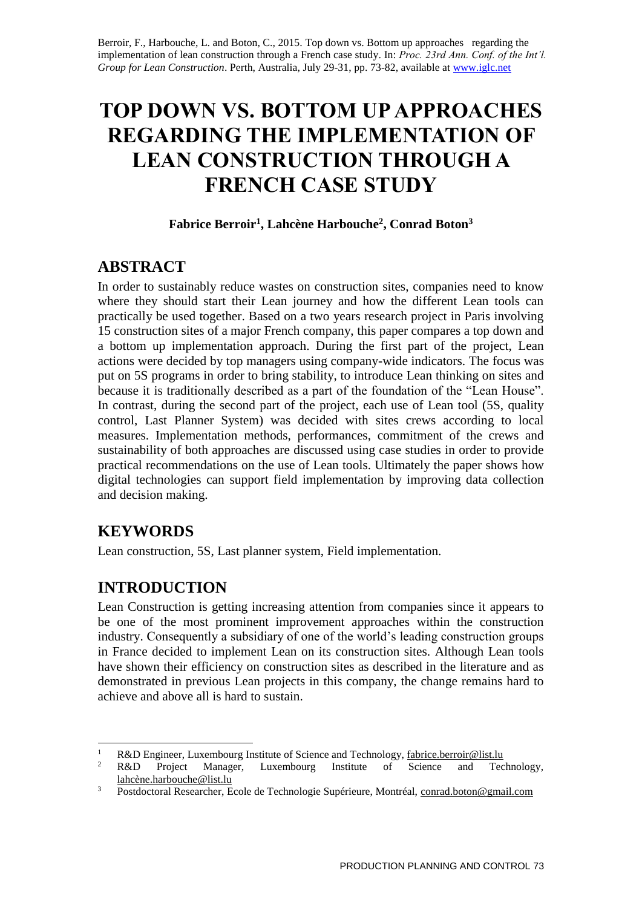Berroir, F., Harbouche, L. and Boton, C., 2015. Top down vs. Bottom up approaches regarding the implementation of lean construction through a French case study. In: *Proc. 23rd Ann. Conf. of the Int'l. Group for Lean Construction*. Perth, Australia, July 29-31, pp. 73-82, available at www.iglc.net

# TOP DOWN VS. BOTTOM UP APPROACHES REGARDING THE IMPLEMENTATION OF LEAN CONSTRUCTION THROUGH A FRENCH CASE STUDY

**Fabrice Berroir[1], Lahcène Harbouche[2], Conrad Boton[3]**

## ABSTRACT

In order to sustainably reduce wastes on construction sites, companies need to know where they should start their Lean journey and how the different Lean tools can practically be used together. Based on a two years research project in Paris involving 15 construction sites of a major French company, this paper compares a top down and a bottom up implementation approach. During the first part of the project, Lean actions were decided by top managers using company-wide indicators. The focus was put on 5S programs in order to bring stability, to introduce Lean thinking on sites and because it is traditionally described as a part of the foundation of the "Lean House". In contrast, during the second part of the project, each use of Lean tool (5S, quality control, Last Planner System) was decided with sites crews according to local measures. Implementation methods, performances, commitment of the crews and sustainability of both approaches are discussed using case studies in order to provide practical recommendations on the use of Lean tools. Ultimately the paper shows how digital technologies can support field implementation by improving data collection and decision making.

## KEYWORDS

Lean construction, 5S, Last planner system, Field implementation.

## INTRODUCTION

Lean Construction is getting increasing attention from companies since it appears to be one of the most prominent improvement approaches within the construction industry. Consequently a subsidiary of one of the world's leading construction groups in France decided to implement Lean on its construction sites. Although Lean tools have shown their efficiency on construction sites as described in the literature and as demonstrated in previous Lean projects in this company, the change remains hard to achieve and above all is hard to sustain.

[1] R&D Engineer, Luxembourg Institute of Science and Technology, fabrice.berroir@list.lu

[2] R&D Project Manager, Luxembourg Institute of Science and Technology, lahcène.harbouche@list.lu

[3] Postdoctoral Researcher, Ecole de Technologie Supérieure, Montréal, conrad.boton@gmail.com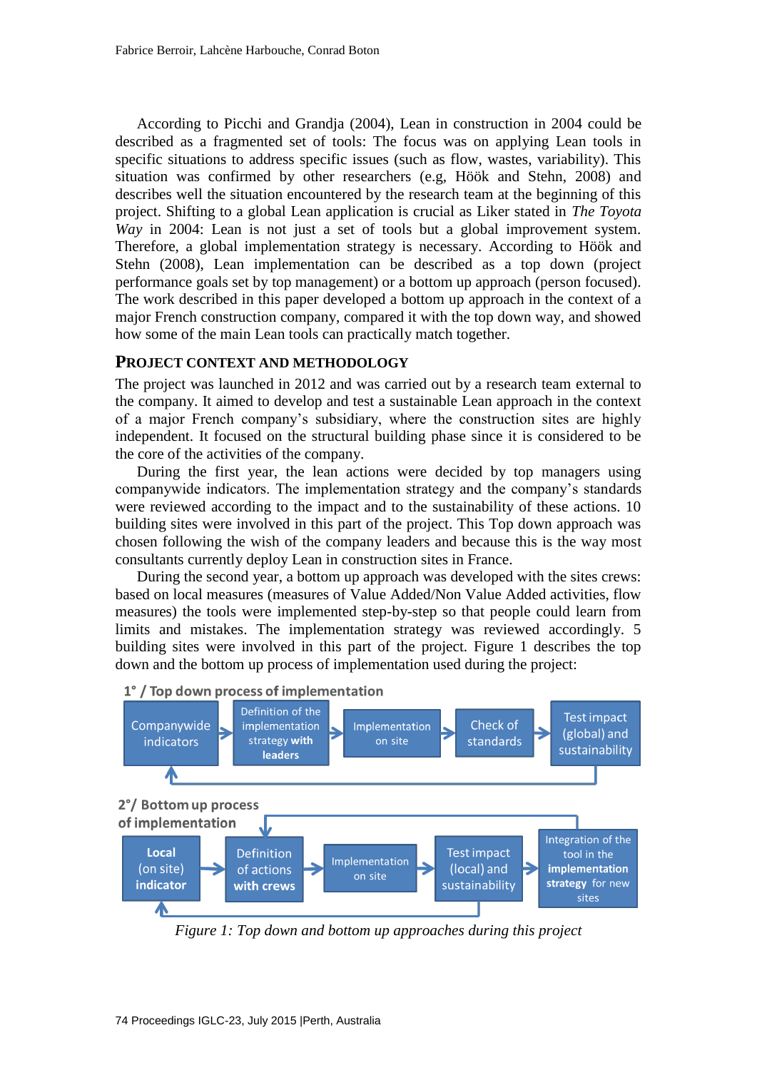According to Picchi and Grandja (2004), Lean in construction in 2004 could be described as a fragmented set of tools: The focus was on applying Lean tools in specific situations to address specific issues (such as flow, wastes, variability). This situation was confirmed by other researchers (e.g, Höök and Stehn, 2008) and describes well the situation encountered by the research team at the beginning of this project. Shifting to a global Lean application is crucial as Liker stated in *The Toyota Way* in 2004: Lean is not just a set of tools but a global improvement system. Therefore, a global implementation strategy is necessary. According to Höök and Stehn (2008), Lean implementation can be described as a top down (project performance goals set by top management) or a bottom up approach (person focused). The work described in this paper developed a bottom up approach in the context of a major French construction company, compared it with the top down way, and showed how some of the main Lean tools can practically match together.

## PROJECT CONTEXT AND METHODOLOGY

The project was launched in 2012 and was carried out by a research team external to the company. It aimed to develop and test a sustainable Lean approach in the context of a major French company's subsidiary, where the construction sites are highly independent. It focused on the structural building phase since it is considered to be the core of the activities of the company.

During the first year, the lean actions were decided by top managers using companywide indicators. The implementation strategy and the company's standards were reviewed according to the impact and to the sustainability of these actions. 10 building sites were involved in this part of the project. This Top down approach was chosen following the wish of the company leaders and because this is the way most consultants currently deploy Lean in construction sites in France.

During the second year, a bottom up approach was developed with the sites crews: based on local measures (measures of Value Added/Non Value Added activities, flow measures) the tools were implemented step-by-step so that people could learn from limits and mistakes. The implementation strategy was reviewed accordingly. 5 building sites were involved in this part of the project. Figure 1 describes the top down and the bottom up process of implementation used during the project:

**1° / Top down process of implementation**

Companywide indicators → Definition of the implementation strategy **with leaders** → Implementation on site → Check of standards → Test impact (global) and sustainability → (back to Companywide indicators)

**2°/ Bottom up process of implementation**

**Local** (on site) **indicator** → Definition of actions **with crews** → Implementation on site → Test impact (local) and sustainability → Integration of the tool in the **implementation strategy** for new sites

(Test impact (local) and sustainability → back to **Local** (on site) **indicator**; Integration of the tool in the **implementation strategy** for new sites → back to Definition of actions **with crews**)

*Figure 1: Top down and bottom up approaches during this project*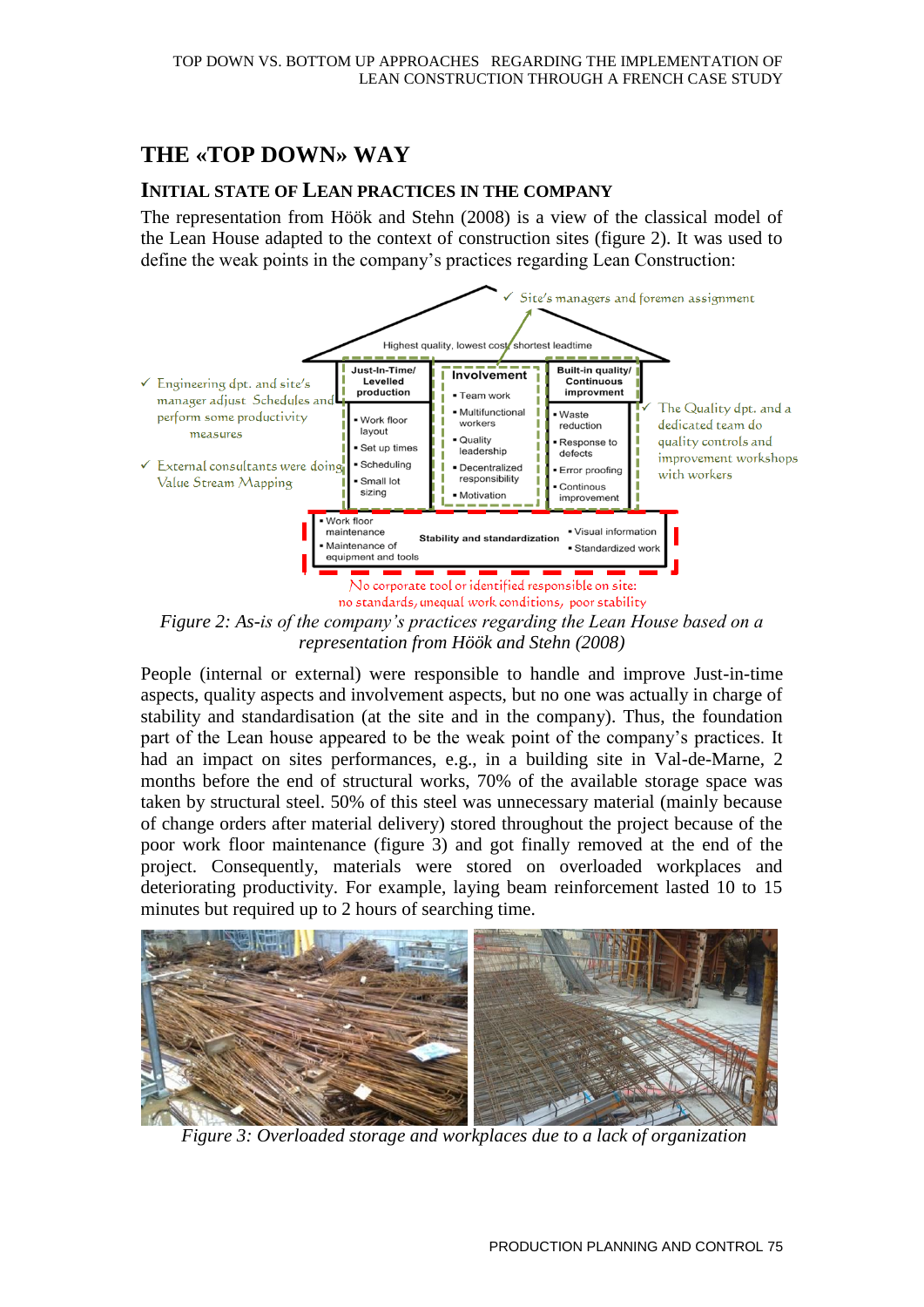## THE «TOP DOWN» WAY

### INITIAL STATE OF LEAN PRACTICES IN THE COMPANY

The representation from Höök and Stehn (2008) is a view of the classical model of the Lean House adapted to the context of construction sites (figure 2). It was used to define the weak points in the company's practices regarding Lean Construction:

*Figure 2: As-is of the company's practices regarding the Lean House based on a representation from Höök and Stehn (2008)*

People (internal or external) were responsible to handle and improve Just-in-time aspects, quality aspects and involvement aspects, but no one was actually in charge of stability and standardisation (at the site and in the company). Thus, the foundation part of the Lean house appeared to be the weak point of the company's practices. It had an impact on sites performances, e.g., in a building site in Val-de-Marne, 2 months before the end of structural works, 70% of the available storage space was taken by structural steel. 50% of this steel was unnecessary material (mainly because of change orders after material delivery) stored throughout the project because of the poor work floor maintenance (figure 3) and got finally removed at the end of the project. Consequently, materials were stored on overloaded workplaces and deteriorating productivity. For example, laying beam reinforcement lasted 10 to 15 minutes but required up to 2 hours of searching time.

*Figure 3: Overloaded storage and workplaces due to a lack of organization*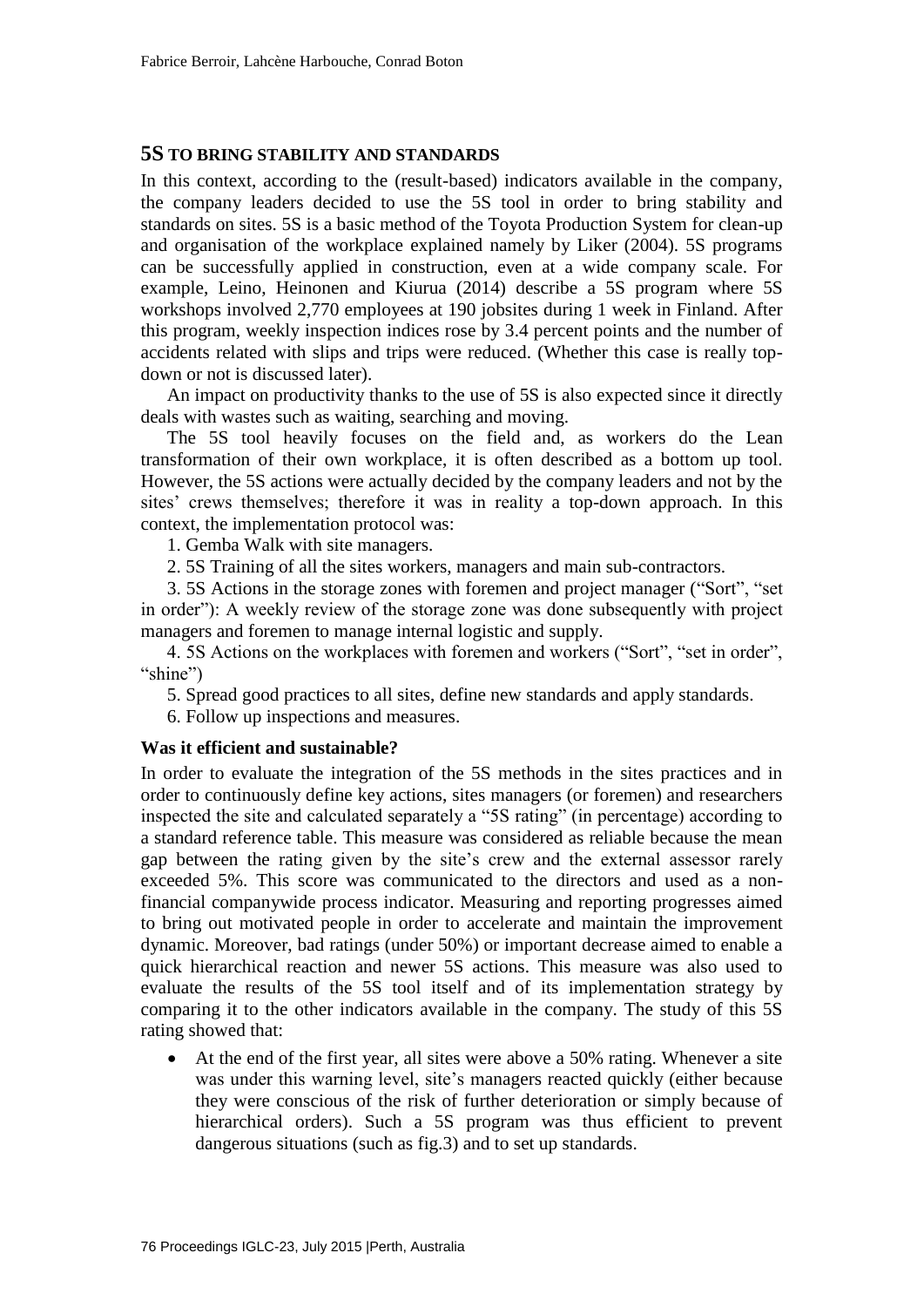## 5S TO BRING STABILITY AND STANDARDS

In this context, according to the (result-based) indicators available in the company, the company leaders decided to use the 5S tool in order to bring stability and standards on sites. 5S is a basic method of the Toyota Production System for clean-up and organisation of the workplace explained namely by Liker (2004). 5S programs can be successfully applied in construction, even at a wide company scale. For example, Leino, Heinonen and Kiurua (2014) describe a 5S program where 5S workshops involved 2,770 employees at 190 jobsites during 1 week in Finland. After this program, weekly inspection indices rose by 3.4 percent points and the number of accidents related with slips and trips were reduced. (Whether this case is really top-down or not is discussed later).

An impact on productivity thanks to the use of 5S is also expected since it directly deals with wastes such as waiting, searching and moving.

The 5S tool heavily focuses on the field and, as workers do the Lean transformation of their own workplace, it is often described as a bottom up tool. However, the 5S actions were actually decided by the company leaders and not by the sites' crews themselves; therefore it was in reality a top-down approach. In this context, the implementation protocol was:

1. Gemba Walk with site managers.
2. 5S Training of all the sites workers, managers and main sub-contractors.
3. 5S Actions in the storage zones with foremen and project manager ("Sort", "set in order"): A weekly review of the storage zone was done subsequently with project managers and foremen to manage internal logistic and supply.
4. 5S Actions on the workplaces with foremen and workers ("Sort", "set in order", "shine")
5. Spread good practices to all sites, define new standards and apply standards.
6. Follow up inspections and measures.

### Was it efficient and sustainable?

In order to evaluate the integration of the 5S methods in the sites practices and in order to continuously define key actions, sites managers (or foremen) and researchers inspected the site and calculated separately a "5S rating" (in percentage) according to a standard reference table. This measure was considered as reliable because the mean gap between the rating given by the site's crew and the external assessor rarely exceeded 5%. This score was communicated to the directors and used as a non-financial companywide process indicator. Measuring and reporting progresses aimed to bring out motivated people in order to accelerate and maintain the improvement dynamic. Moreover, bad ratings (under 50%) or important decrease aimed to enable a quick hierarchical reaction and newer 5S actions. This measure was also used to evaluate the results of the 5S tool itself and of its implementation strategy by comparing it to the other indicators available in the company. The study of this 5S rating showed that:

- At the end of the first year, all sites were above a 50% rating. Whenever a site was under this warning level, site's managers reacted quickly (either because they were conscious of the risk of further deterioration or simply because of hierarchical orders). Such a 5S program was thus efficient to prevent dangerous situations (such as fig.3) and to set up standards.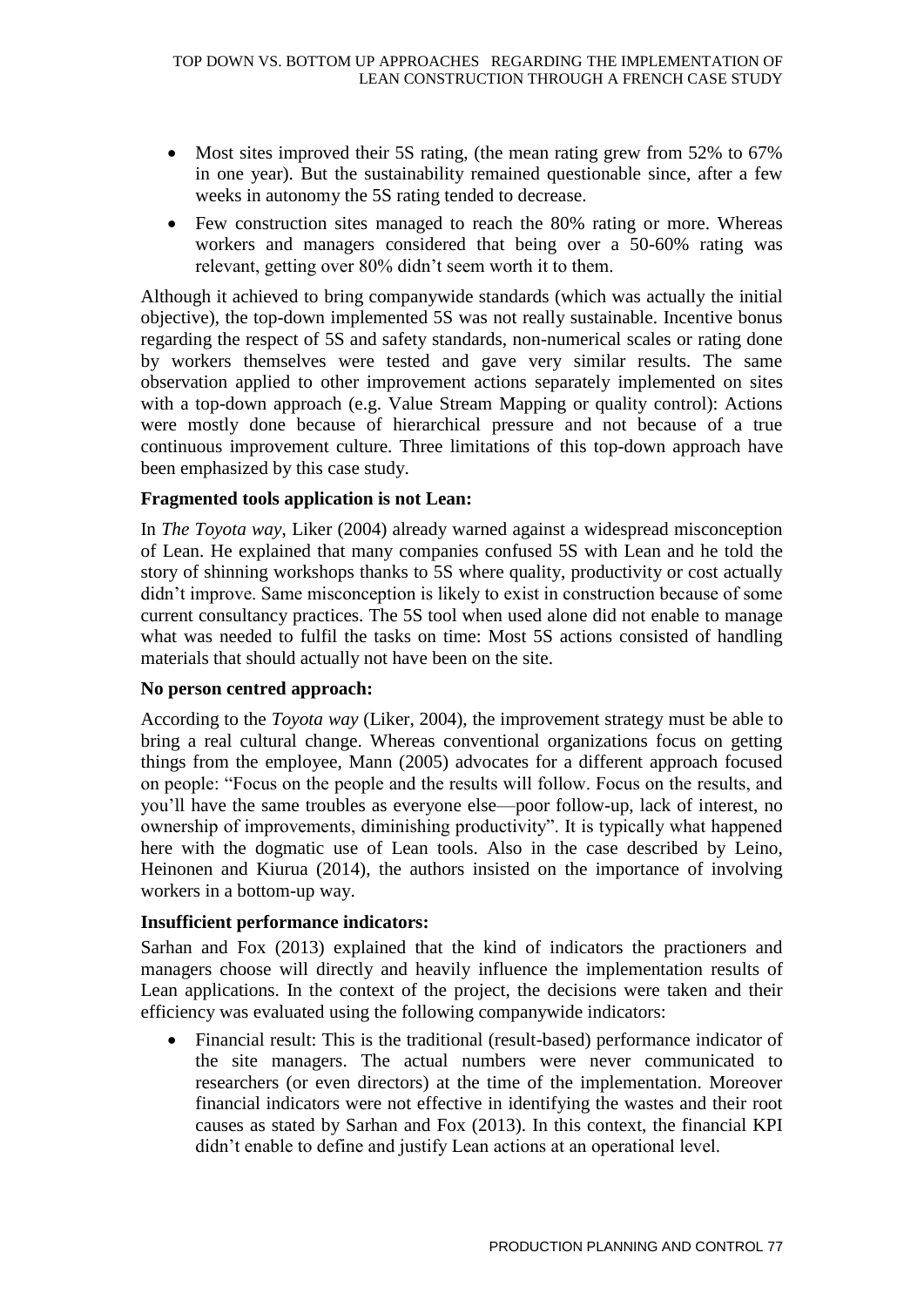- Most sites improved their 5S rating, (the mean rating grew from 52% to 67% in one year). But the sustainability remained questionable since, after a few weeks in autonomy the 5S rating tended to decrease.
- Few construction sites managed to reach the 80% rating or more. Whereas workers and managers considered that being over a 50-60% rating was relevant, getting over 80% didn't seem worth it to them.

Although it achieved to bring companywide standards (which was actually the initial objective), the top-down implemented 5S was not really sustainable. Incentive bonus regarding the respect of 5S and safety standards, non-numerical scales or rating done by workers themselves were tested and gave very similar results. The same observation applied to other improvement actions separately implemented on sites with a top-down approach (e.g. Value Stream Mapping or quality control): Actions were mostly done because of hierarchical pressure and not because of a true continuous improvement culture. Three limitations of this top-down approach have been emphasized by this case study.

**Fragmented tools application is not Lean:**

In *The Toyota way*, Liker (2004) already warned against a widespread misconception of Lean. He explained that many companies confused 5S with Lean and he told the story of shinning workshops thanks to 5S where quality, productivity or cost actually didn't improve. Same misconception is likely to exist in construction because of some current consultancy practices. The 5S tool when used alone did not enable to manage what was needed to fulfil the tasks on time: Most 5S actions consisted of handling materials that should actually not have been on the site.

**No person centred approach:**

According to the *Toyota way* (Liker, 2004), the improvement strategy must be able to bring a real cultural change. Whereas conventional organizations focus on getting things from the employee, Mann (2005) advocates for a different approach focused on people: "Focus on the people and the results will follow. Focus on the results, and you'll have the same troubles as everyone else—poor follow-up, lack of interest, no ownership of improvements, diminishing productivity". It is typically what happened here with the dogmatic use of Lean tools. Also in the case described by Leino, Heinonen and Kiurua (2014), the authors insisted on the importance of involving workers in a bottom-up way.

**Insufficient performance indicators:**

Sarhan and Fox (2013) explained that the kind of indicators the practioners and managers choose will directly and heavily influence the implementation results of Lean applications. In the context of the project, the decisions were taken and their efficiency was evaluated using the following companywide indicators:

- Financial result: This is the traditional (result-based) performance indicator of the site managers. The actual numbers were never communicated to researchers (or even directors) at the time of the implementation. Moreover financial indicators were not effective in identifying the wastes and their root causes as stated by Sarhan and Fox (2013). In this context, the financial KPI didn't enable to define and justify Lean actions at an operational level.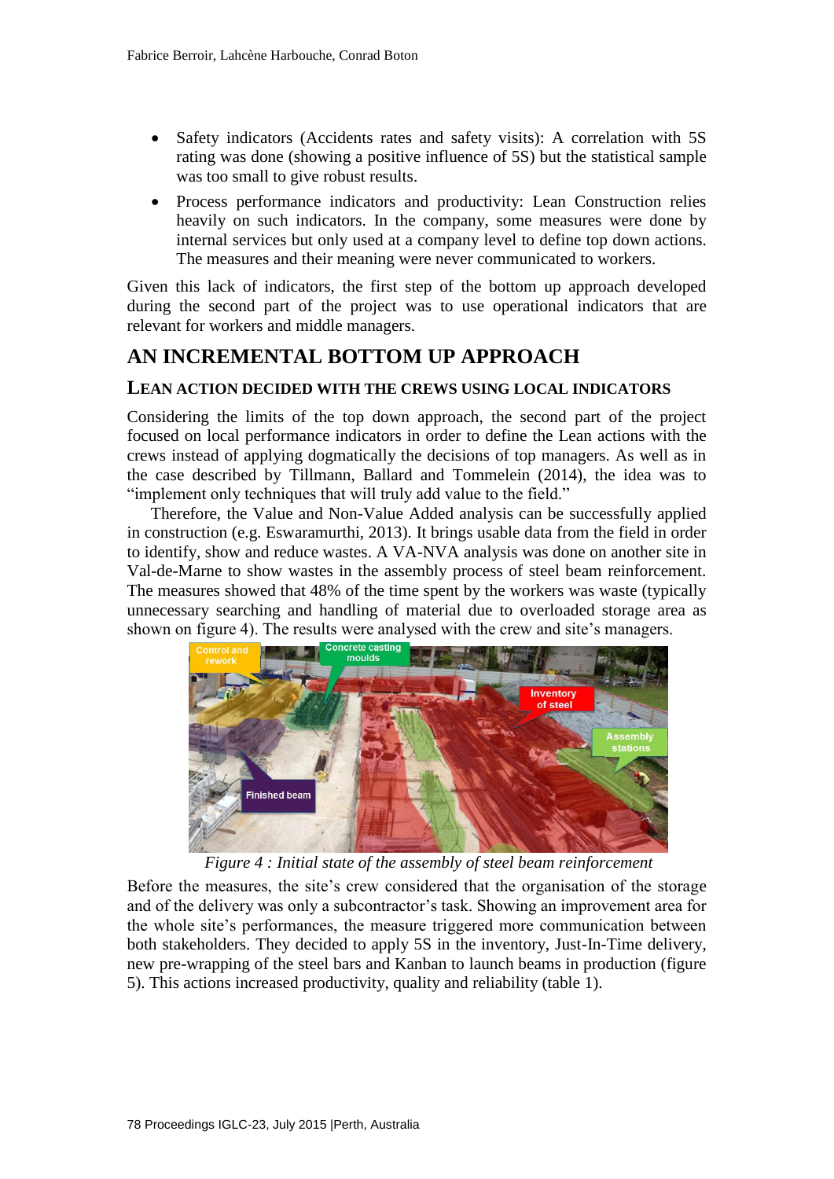- Safety indicators (Accidents rates and safety visits): A correlation with 5S rating was done (showing a positive influence of 5S) but the statistical sample was too small to give robust results.
- Process performance indicators and productivity: Lean Construction relies heavily on such indicators. In the company, some measures were done by internal services but only used at a company level to define top down actions. The measures and their meaning were never communicated to workers.

Given this lack of indicators, the first step of the bottom up approach developed during the second part of the project was to use operational indicators that are relevant for workers and middle managers.

# AN INCREMENTAL BOTTOM UP APPROACH

## LEAN ACTION DECIDED WITH THE CREWS USING LOCAL INDICATORS

Considering the limits of the top down approach, the second part of the project focused on local performance indicators in order to define the Lean actions with the crews instead of applying dogmatically the decisions of top managers. As well as in the case described by Tillmann, Ballard and Tommelein (2014), the idea was to "implement only techniques that will truly add value to the field."

Therefore, the Value and Non-Value Added analysis can be successfully applied in construction (e.g. Eswaramurthi, 2013). It brings usable data from the field in order to identify, show and reduce wastes. A VA-NVA analysis was done on another site in Val-de-Marne to show wastes in the assembly process of steel beam reinforcement. The measures showed that 48% of the time spent by the workers was waste (typically unnecessary searching and handling of material due to overloaded storage area as shown on figure 4). The results were analysed with the crew and site's managers.

*Figure 4 : Initial state of the assembly of steel beam reinforcement*

Before the measures, the site's crew considered that the organisation of the storage and of the delivery was only a subcontractor's task. Showing an improvement area for the whole site's performances, the measure triggered more communication between both stakeholders. They decided to apply 5S in the inventory, Just-In-Time delivery, new pre-wrapping of the steel bars and Kanban to launch beams in production (figure 5). This actions increased productivity, quality and reliability (table 1).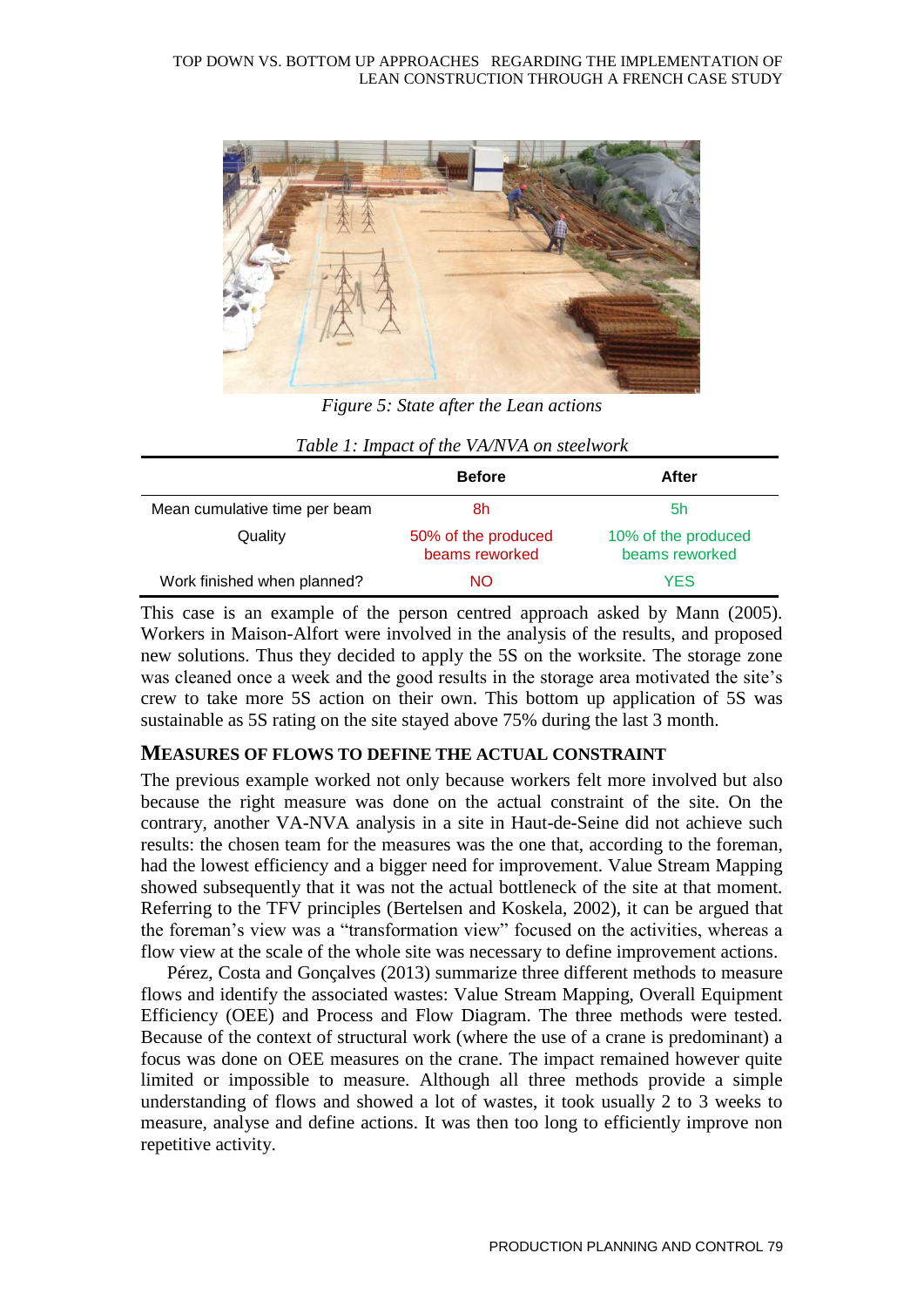Figure 5: State after the Lean actions

*Table 1: Impact of the VA/NVA on steelwork*

| | Before | After |
|---|---|---|
| Mean cumulative time per beam | 8h | 5h |
| Quality | 50% of the produced beams reworked | 10% of the produced beams reworked |
| Work finished when planned? | NO | YES |

This case is an example of the person centred approach asked by Mann (2005). Workers in Maison-Alfort were involved in the analysis of the results, and proposed new solutions. Thus they decided to apply the 5S on the worksite. The storage zone was cleaned once a week and the good results in the storage area motivated the site's crew to take more 5S action on their own. This bottom up application of 5S was sustainable as 5S rating on the site stayed above 75% during the last 3 month.

## MEASURES OF FLOWS TO DEFINE THE ACTUAL CONSTRAINT

The previous example worked not only because workers felt more involved but also because the right measure was done on the actual constraint of the site. On the contrary, another VA-NVA analysis in a site in Haut-de-Seine did not achieve such results: the chosen team for the measures was the one that, according to the foreman, had the lowest efficiency and a bigger need for improvement. Value Stream Mapping showed subsequently that it was not the actual bottleneck of the site at that moment. Referring to the TFV principles (Bertelsen and Koskela, 2002), it can be argued that the foreman's view was a "transformation view" focused on the activities, whereas a flow view at the scale of the whole site was necessary to define improvement actions.

Pérez, Costa and Gonçalves (2013) summarize three different methods to measure flows and identify the associated wastes: Value Stream Mapping, Overall Equipment Efficiency (OEE) and Process and Flow Diagram. The three methods were tested. Because of the context of structural work (where the use of a crane is predominant) a focus was done on OEE measures on the crane. The impact remained however quite limited or impossible to measure. Although all three methods provide a simple understanding of flows and showed a lot of wastes, it took usually 2 to 3 weeks to measure, analyse and define actions. It was then too long to efficiently improve non repetitive activity.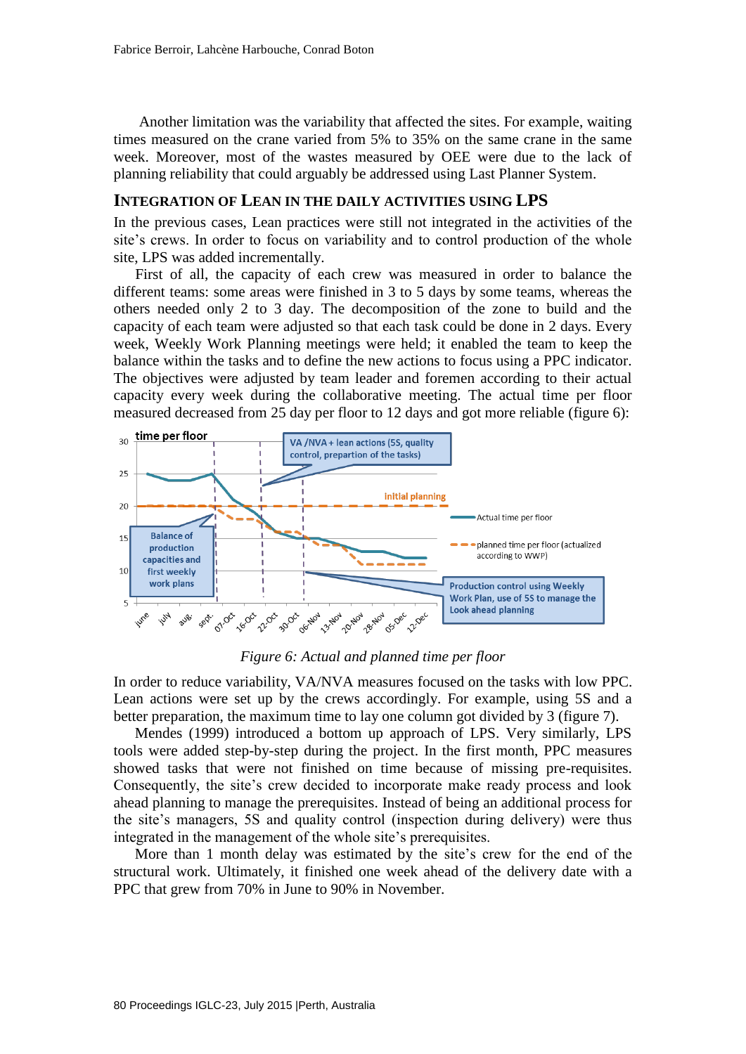Another limitation was the variability that affected the sites. For example, waiting times measured on the crane varied from 5% to 35% on the same crane in the same week. Moreover, most of the wastes measured by OEE were due to the lack of planning reliability that could arguably be addressed using Last Planner System.

## INTEGRATION OF LEAN IN THE DAILY ACTIVITIES USING LPS

In the previous cases, Lean practices were still not integrated in the activities of the site's crews. In order to focus on variability and to control production of the whole site, LPS was added incrementally.

First of all, the capacity of each crew was measured in order to balance the different teams: some areas were finished in 3 to 5 days by some teams, whereas the others needed only 2 to 3 day. The decomposition of the zone to build and the capacity of each team were adjusted so that each task could be done in 2 days. Every week, Weekly Work Planning meetings were held; it enabled the team to keep the balance within the tasks and to define the new actions to focus using a PPC indicator. The objectives were adjusted by team leader and foremen according to their actual capacity every week during the collaborative meeting. The actual time per floor measured decreased from 25 day per floor to 12 days and got more reliable (figure 6):

*Figure 6: Actual and planned time per floor*

In order to reduce variability, VA/NVA measures focused on the tasks with low PPC. Lean actions were set up by the crews accordingly. For example, using 5S and a better preparation, the maximum time to lay one column got divided by 3 (figure 7).

Mendes (1999) introduced a bottom up approach of LPS. Very similarly, LPS tools were added step-by-step during the project. In the first month, PPC measures showed tasks that were not finished on time because of missing pre-requisites. Consequently, the site's crew decided to incorporate make ready process and look ahead planning to manage the prerequisites. Instead of being an additional process for the site's managers, 5S and quality control (inspection during delivery) were thus integrated in the management of the whole site's prerequisites.

More than 1 month delay was estimated by the site's crew for the end of the structural work. Ultimately, it finished one week ahead of the delivery date with a PPC that grew from 70% in June to 90% in November.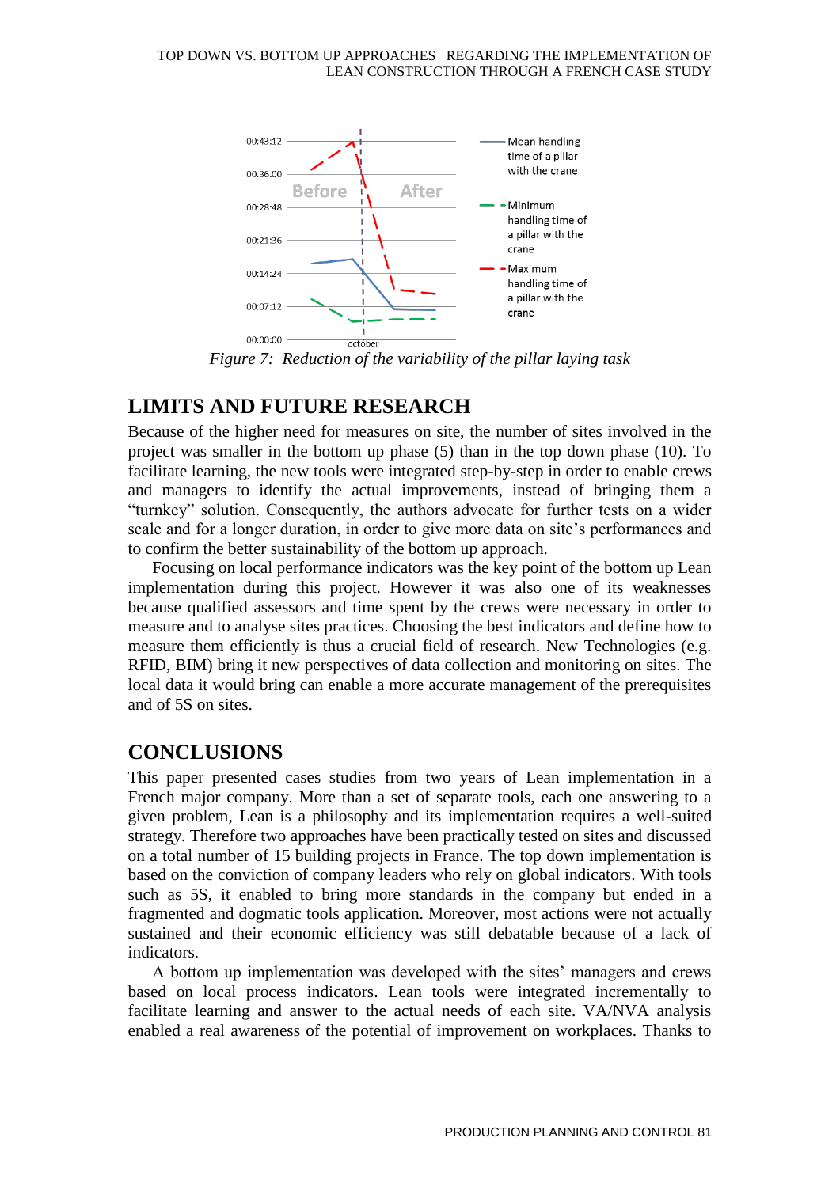Figure 7: Reduction of the variability of the pillar laying task

## LIMITS AND FUTURE RESEARCH

Because of the higher need for measures on site, the number of sites involved in the project was smaller in the bottom up phase (5) than in the top down phase (10). To facilitate learning, the new tools were integrated step-by-step in order to enable crews and managers to identify the actual improvements, instead of bringing them a "turnkey" solution. Consequently, the authors advocate for further tests on a wider scale and for a longer duration, in order to give more data on site's performances and to confirm the better sustainability of the bottom up approach.

Focusing on local performance indicators was the key point of the bottom up Lean implementation during this project. However it was also one of its weaknesses because qualified assessors and time spent by the crews were necessary in order to measure and to analyse sites practices. Choosing the best indicators and define how to measure them efficiently is thus a crucial field of research. New Technologies (e.g. RFID, BIM) bring it new perspectives of data collection and monitoring on sites. The local data it would bring can enable a more accurate management of the prerequisites and of 5S on sites.

## CONCLUSIONS

This paper presented cases studies from two years of Lean implementation in a French major company. More than a set of separate tools, each one answering to a given problem, Lean is a philosophy and its implementation requires a well-suited strategy. Therefore two approaches have been practically tested on sites and discussed on a total number of 15 building projects in France. The top down implementation is based on the conviction of company leaders who rely on global indicators. With tools such as 5S, it enabled to bring more standards in the company but ended in a fragmented and dogmatic tools application. Moreover, most actions were not actually sustained and their economic efficiency was still debatable because of a lack of indicators.

A bottom up implementation was developed with the sites' managers and crews based on local process indicators. Lean tools were integrated incrementally to facilitate learning and answer to the actual needs of each site. VA/NVA analysis enabled a real awareness of the potential of improvement on workplaces. Thanks to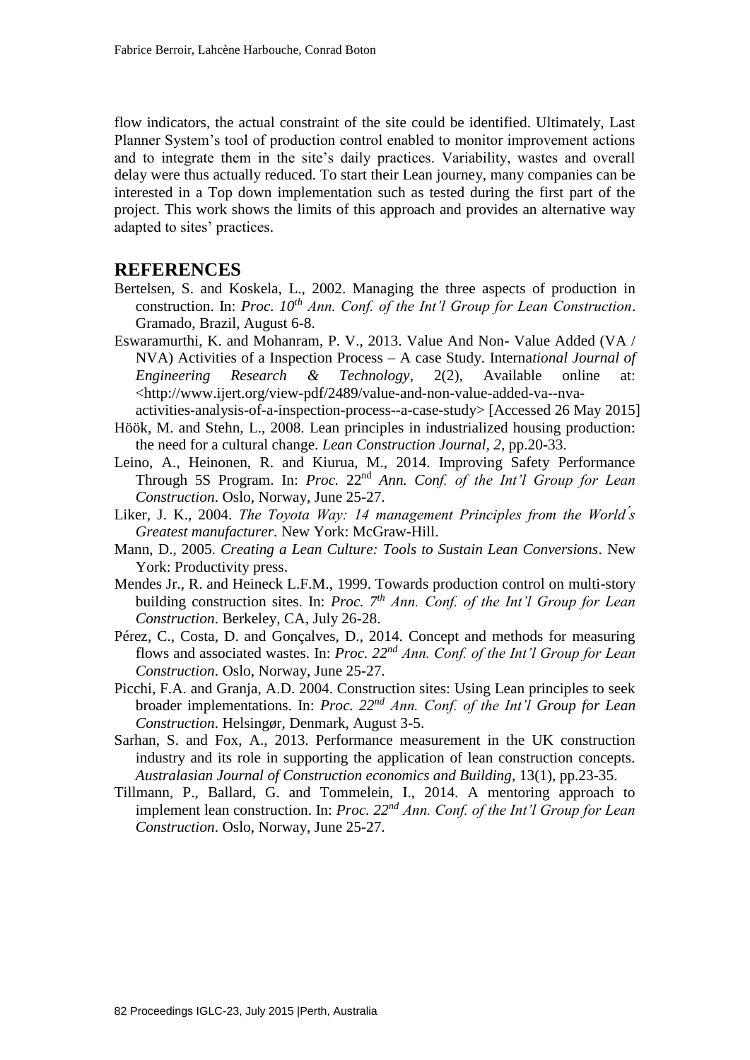flow indicators, the actual constraint of the site could be identified. Ultimately, Last Planner System's tool of production control enabled to monitor improvement actions and to integrate them in the site's daily practices. Variability, wastes and overall delay were thus actually reduced. To start their Lean journey, many companies can be interested in a Top down implementation such as tested during the first part of the project. This work shows the limits of this approach and provides an alternative way adapted to sites' practices.

## REFERENCES

Bertelsen, S. and Koskela, L., 2002. Managing the three aspects of production in construction. In: *Proc. 10th Ann. Conf. of the Int'l Group for Lean Construction*. Gramado, Brazil, August 6-8.

Eswaramurthi, K. and Mohanram, P. V., 2013. Value And Non- Value Added (VA / NVA) Activities of a Inspection Process – A case Study. *International Journal of Engineering Research & Technology*, 2(2), Available online at: <http://www.ijert.org/view-pdf/2489/value-and-non-value-added-va--nva-activities-analysis-of-a-inspection-process--a-case-study> [Accessed 26 May 2015]

Höök, M. and Stehn, L., 2008. Lean principles in industrialized housing production: the need for a cultural change. *Lean Construction Journal, 2,* pp.20-33.

Leino, A., Heinonen, R. and Kiurua, M., 2014. Improving Safety Performance Through 5S Program. In: *Proc.* 22nd *Ann. Conf. of the Int'l Group for Lean Construction*. Oslo, Norway, June 25-27.

Liker, J. K., 2004. *The Toyota Way: 14 management Principles from the World's Greatest manufacturer*. New York: McGraw-Hill.

Mann, D., 2005. *Creating a Lean Culture: Tools to Sustain Lean Conversions*. New York: Productivity press.

Mendes Jr., R. and Heineck L.F.M., 1999. Towards production control on multi-story building construction sites. In: *Proc. 7th Ann. Conf. of the Int'l Group for Lean Construction*. Berkeley, CA, July 26-28.

Pérez, C., Costa, D. and Gonçalves, D., 2014. Concept and methods for measuring flows and associated wastes. In: *Proc. 22nd Ann. Conf. of the Int'l Group for Lean Construction*. Oslo, Norway, June 25-27.

Picchi, F.A. and Granja, A.D. 2004. Construction sites: Using Lean principles to seek broader implementations. In: *Proc. 22nd Ann. Conf. of the Int'l Group for Lean Construction*. Helsingør, Denmark, August 3-5.

Sarhan, S. and Fox, A., 2013. Performance measurement in the UK construction industry and its role in supporting the application of lean construction concepts. *Australasian Journal of Construction economics and Building*, 13(1), pp.23-35.

Tillmann, P., Ballard, G. and Tommelein, I., 2014. A mentoring approach to implement lean construction. In: *Proc. 22nd Ann. Conf. of the Int'l Group for Lean Construction*. Oslo, Norway, June 25-27.